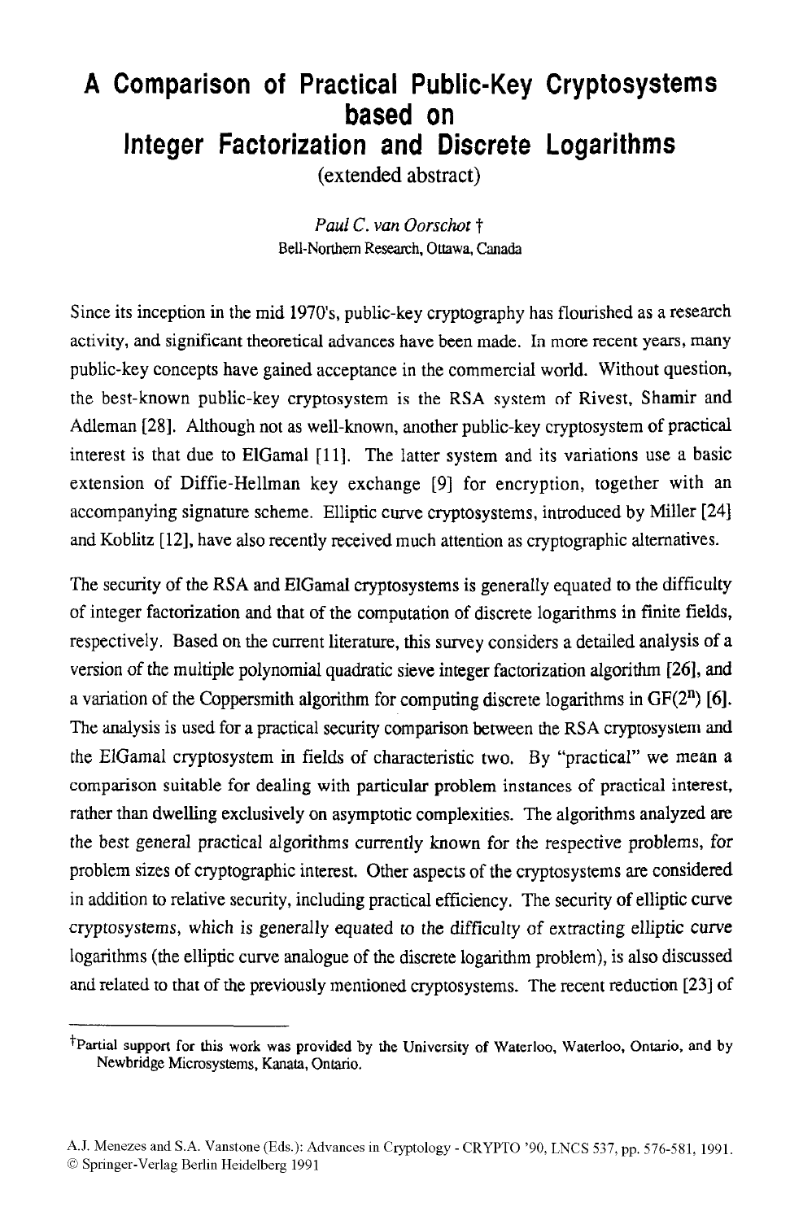# A Comparison of Practical Public-Key Cryptosystems based on Integer Factorization and Discrete Logarithms

(extended abstract)

*Paul C. van Oorschot* †
Bell-Northern Research, Ottawa, Canada

Since its inception in the mid 1970's, public-key cryptography has flourished as a research activity, and significant theoretical advances have been made. In more recent years, many public-key concepts have gained acceptance in the commercial world. Without question, the best-known public-key cryptosystem is the RSA system of Rivest, Shamir and Adleman [28]. Although not as well-known, another public-key cryptosystem of practical interest is that due to ElGamal [11]. The latter system and its variations use a basic extension of Diffie-Hellman key exchange [9] for encryption, together with an accompanying signature scheme. Elliptic curve cryptosystems, introduced by Miller [24] and Koblitz [12], have also recently received much attention as cryptographic alternatives.

The security of the RSA and ElGamal cryptosystems is generally equated to the difficulty of integer factorization and that of the computation of discrete logarithms in finite fields, respectively. Based on the current literature, this survey considers a detailed analysis of a version of the multiple polynomial quadratic sieve integer factorization algorithm [26], and a variation of the Coppersmith algorithm for computing discrete logarithms in GF($2^n$) [6]. The analysis is used for a practical security comparison between the RSA cryptosystem and the ElGamal cryptosystem in fields of characteristic two. By "practical" we mean a comparison suitable for dealing with particular problem instances of practical interest, rather than dwelling exclusively on asymptotic complexities. The algorithms analyzed are the best general practical algorithms currently known for the respective problems, for problem sizes of cryptographic interest. Other aspects of the cryptosystems are considered in addition to relative security, including practical efficiency. The security of elliptic curve cryptosystems, which is generally equated to the difficulty of extracting elliptic curve logarithms (the elliptic curve analogue of the discrete logarithm problem), is also discussed and related to that of the previously mentioned cryptosystems. The recent reduction [23] of

---

†Partial support for this work was provided by the University of Waterloo, Waterloo, Ontario, and by Newbridge Microsystems, Kanata, Ontario.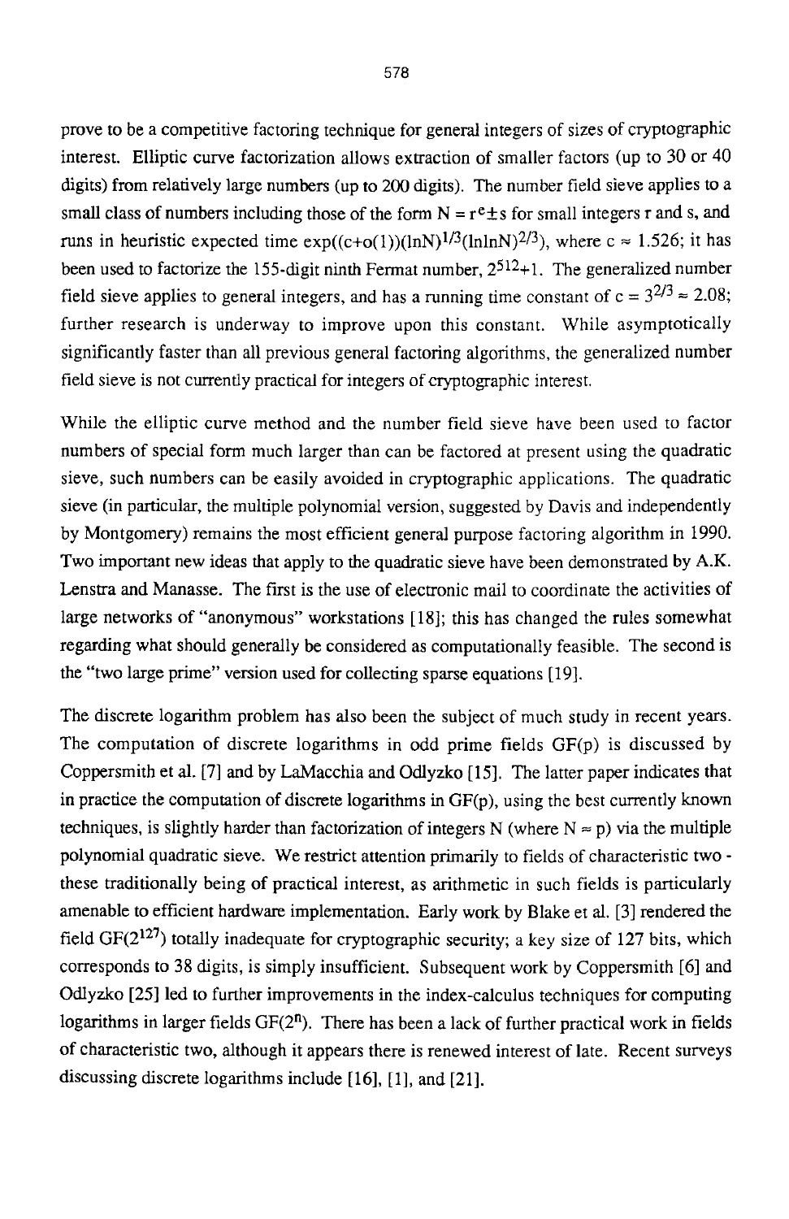prove to be a competitive factoring technique for general integers of sizes of cryptographic interest. Elliptic curve factorization allows extraction of smaller factors (up to 30 or 40 digits) from relatively large numbers (up to 200 digits). The number field sieve applies to a small class of numbers including those of the form $N = r^e \pm s$ for small integers r and s, and runs in heuristic expected time $\exp((c+o(1))(\ln N)^{1/3}(\ln\ln N)^{2/3})$, where $c \approx 1.526$; it has been used to factorize the 155-digit ninth Fermat number, $2^{512}+1$. The generalized number field sieve applies to general integers, and has a running time constant of $c = 3^{2/3} \approx 2.08$; further research is underway to improve upon this constant. While asymptotically significantly faster than all previous general factoring algorithms, the generalized number field sieve is not currently practical for integers of cryptographic interest.

While the elliptic curve method and the number field sieve have been used to factor numbers of special form much larger than can be factored at present using the quadratic sieve, such numbers can be easily avoided in cryptographic applications. The quadratic sieve (in particular, the multiple polynomial version, suggested by Davis and independently by Montgomery) remains the most efficient general purpose factoring algorithm in 1990. Two important new ideas that apply to the quadratic sieve have been demonstrated by A.K. Lenstra and Manasse. The first is the use of electronic mail to coordinate the activities of large networks of "anonymous" workstations [18]; this has changed the rules somewhat regarding what should generally be considered as computationally feasible. The second is the "two large prime" version used for collecting sparse equations [19].

The discrete logarithm problem has also been the subject of much study in recent years. The computation of discrete logarithms in odd prime fields GF(p) is discussed by Coppersmith et al. [7] and by LaMacchia and Odlyzko [15]. The latter paper indicates that in practice the computation of discrete logarithms in GF(p), using the best currently known techniques, is slightly harder than factorization of integers N (where $N \approx p$) via the multiple polynomial quadratic sieve. We restrict attention primarily to fields of characteristic two - these traditionally being of practical interest, as arithmetic in such fields is particularly amenable to efficient hardware implementation. Early work by Blake et al. [3] rendered the field $GF(2^{127})$ totally inadequate for cryptographic security; a key size of 127 bits, which corresponds to 38 digits, is simply insufficient. Subsequent work by Coppersmith [6] and Odlyzko [25] led to further improvements in the index-calculus techniques for computing logarithms in larger fields $GF(2^n)$. There has been a lack of further practical work in fields of characteristic two, although it appears there is renewed interest of late. Recent surveys discussing discrete logarithms include [16], [1], and [21].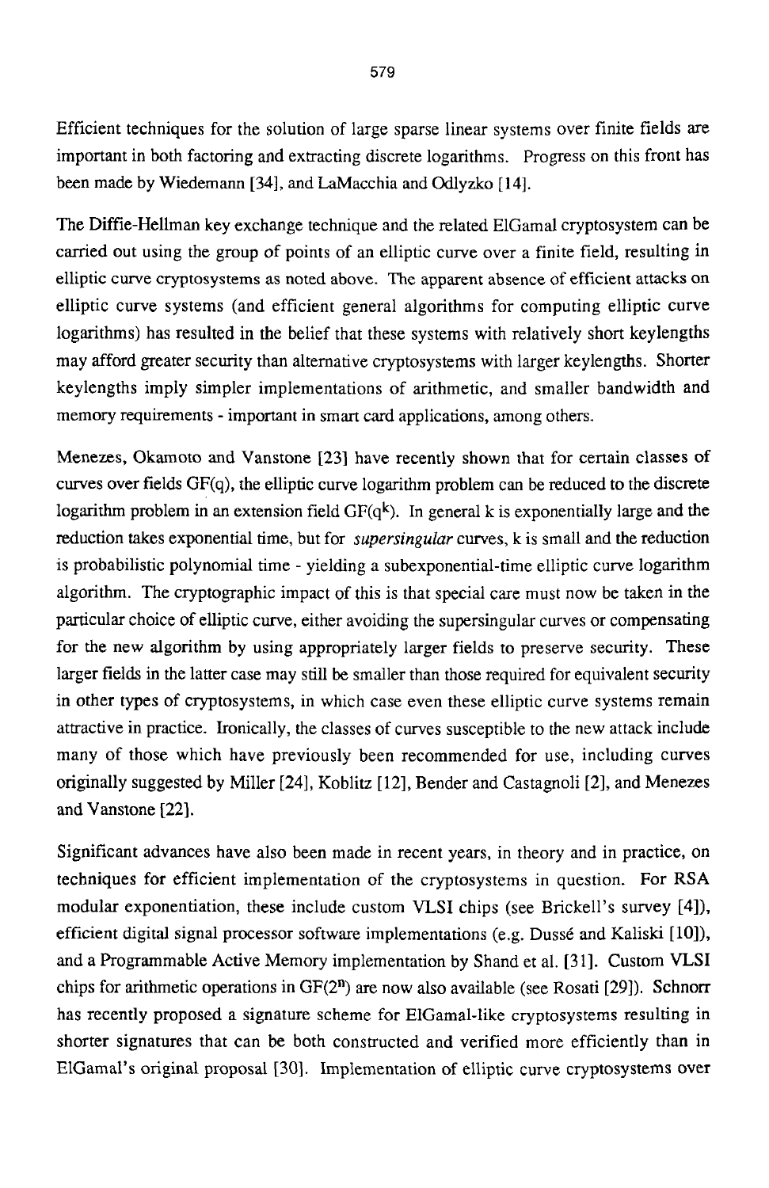Efficient techniques for the solution of large sparse linear systems over finite fields are important in both factoring and extracting discrete logarithms. Progress on this front has been made by Wiedemann [34], and LaMacchia and Odlyzko [14].

The Diffie-Hellman key exchange technique and the related ElGamal cryptosystem can be carried out using the group of points of an elliptic curve over a finite field, resulting in elliptic curve cryptosystems as noted above. The apparent absence of efficient attacks on elliptic curve systems (and efficient general algorithms for computing elliptic curve logarithms) has resulted in the belief that these systems with relatively short keylengths may afford greater security than alternative cryptosystems with larger keylengths. Shorter keylengths imply simpler implementations of arithmetic, and smaller bandwidth and memory requirements - important in smart card applications, among others.

Menezes, Okamoto and Vanstone [23] have recently shown that for certain classes of curves over fields GF(q), the elliptic curve logarithm problem can be reduced to the discrete logarithm problem in an extension field GF($q^k$). In general k is exponentially large and the reduction takes exponential time, but for *supersingular* curves, k is small and the reduction is probabilistic polynomial time - yielding a subexponential-time elliptic curve logarithm algorithm. The cryptographic impact of this is that special care must now be taken in the particular choice of elliptic curve, either avoiding the supersingular curves or compensating for the new algorithm by using appropriately larger fields to preserve security. These larger fields in the latter case may still be smaller than those required for equivalent security in other types of cryptosystems, in which case even these elliptic curve systems remain attractive in practice. Ironically, the classes of curves susceptible to the new attack include many of those which have previously been recommended for use, including curves originally suggested by Miller [24], Koblitz [12], Bender and Castagnoli [2], and Menezes and Vanstone [22].

Significant advances have also been made in recent years, in theory and in practice, on techniques for efficient implementation of the cryptosystems in question. For RSA modular exponentiation, these include custom VLSI chips (see Brickell's survey [4]), efficient digital signal processor software implementations (e.g. Dussé and Kaliski [10]), and a Programmable Active Memory implementation by Shand et al. [31]. Custom VLSI chips for arithmetic operations in GF($2^n$) are now also available (see Rosati [29]). Schnorr has recently proposed a signature scheme for ElGamal-like cryptosystems resulting in shorter signatures that can be both constructed and verified more efficiently than in ElGamal's original proposal [30]. Implementation of elliptic curve cryptosystems over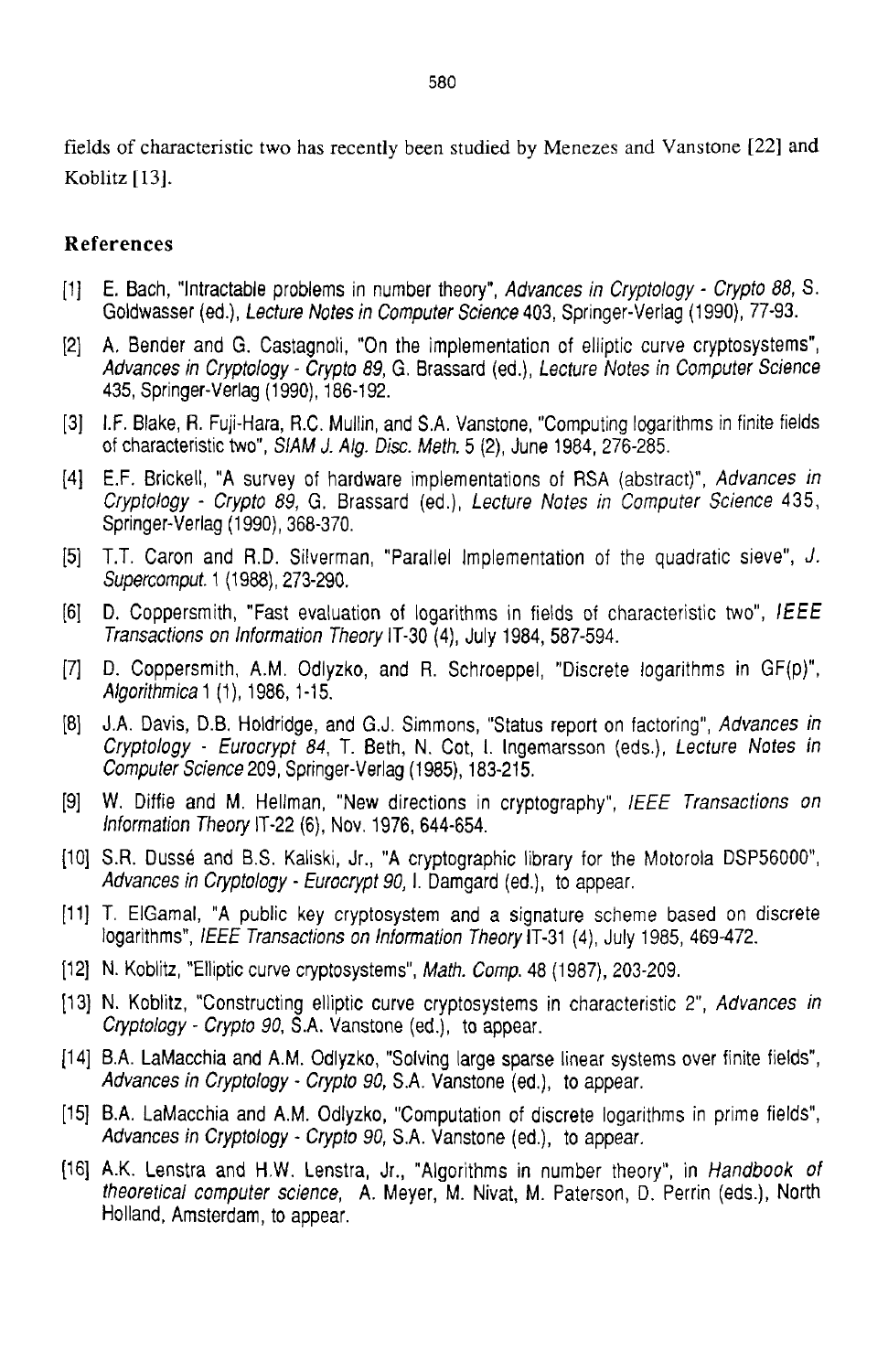fields of characteristic two has recently been studied by Menezes and Vanstone [22] and Koblitz [13].

## References

[1] E. Bach, "Intractable problems in number theory", *Advances in Cryptology - Crypto 88*, S. Goldwasser (ed.), *Lecture Notes in Computer Science* 403, Springer-Verlag (1990), 77-93.

[2] A. Bender and G. Castagnoli, "On the implementation of elliptic curve cryptosystems", *Advances in Cryptology - Crypto 89*, G. Brassard (ed.), *Lecture Notes in Computer Science* 435, Springer-Verlag (1990), 186-192.

[3] I.F. Blake, R. Fuji-Hara, R.C. Mullin, and S.A. Vanstone, "Computing logarithms in finite fields of characteristic two", *SIAM J. Alg. Disc. Meth.* 5 (2), June 1984, 276-285.

[4] E.F. Brickell, "A survey of hardware implementations of RSA (abstract)", *Advances in Cryptology - Crypto 89*, G. Brassard (ed.), *Lecture Notes in Computer Science* 435, Springer-Verlag (1990), 368-370.

[5] T.T. Caron and R.D. Silverman, "Parallel Implementation of the quadratic sieve", *J. Supercomput.* 1 (1988), 273-290.

[6] D. Coppersmith, "Fast evaluation of logarithms in fields of characteristic two", *IEEE Transactions on Information Theory* IT-30 (4), July 1984, 587-594.

[7] D. Coppersmith, A.M. Odlyzko, and R. Schroeppel, "Discrete logarithms in GF(p)", *Algorithmica* 1 (1), 1986, 1-15.

[8] J.A. Davis, D.B. Holdridge, and G.J. Simmons, "Status report on factoring", *Advances in Cryptology - Eurocrypt 84*, T. Beth, N. Cot, I. Ingemarsson (eds.), *Lecture Notes in Computer Science* 209, Springer-Verlag (1985), 183-215.

[9] W. Diffie and M. Hellman, "New directions in cryptography", *IEEE Transactions on Information Theory* IT-22 (6), Nov. 1976, 644-654.

[10] S.R. Dussé and B.S. Kaliski, Jr., "A cryptographic library for the Motorola DSP56000", *Advances in Cryptology - Eurocrypt 90*, I. Damgard (ed.), to appear.

[11] T. ElGamal, "A public key cryptosystem and a signature scheme based on discrete logarithms", *IEEE Transactions on Information Theory* IT-31 (4), July 1985, 469-472.

[12] N. Koblitz, "Elliptic curve cryptosystems", *Math. Comp.* 48 (1987), 203-209.

[13] N. Koblitz, "Constructing elliptic curve cryptosystems in characteristic 2", *Advances in Cryptology - Crypto 90*, S.A. Vanstone (ed.), to appear.

[14] B.A. LaMacchia and A.M. Odlyzko, "Solving large sparse linear systems over finite fields", *Advances in Cryptology - Crypto 90*, S.A. Vanstone (ed.), to appear.

[15] B.A. LaMacchia and A.M. Odlyzko, "Computation of discrete logarithms in prime fields", *Advances in Cryptology - Crypto 90*, S.A. Vanstone (ed.), to appear.

[16] A.K. Lenstra and H.W. Lenstra, Jr., "Algorithms in number theory", in *Handbook of theoretical computer science*, A. Meyer, M. Nivat, M. Paterson, D. Perrin (eds.), North Holland, Amsterdam, to appear.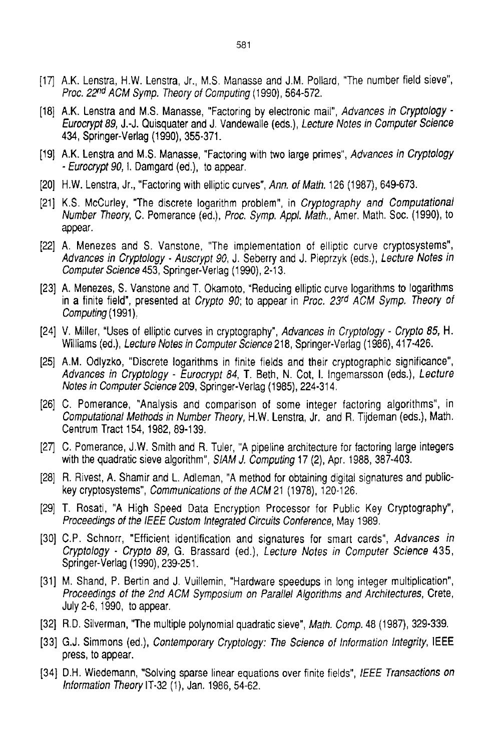[17] A.K. Lenstra, H.W. Lenstra, Jr., M.S. Manasse and J.M. Pollard, "The number field sieve", *Proc. 22nd ACM Symp. Theory of Computing* (1990), 564-572.

[18] A.K. Lenstra and M.S. Manasse, "Factoring by electronic mail", *Advances in Cryptology - Eurocrypt 89*, J.-J. Quisquater and J. Vandewalle (eds.), *Lecture Notes in Computer Science* 434, Springer-Verlag (1990), 355-371.

[19] A.K. Lenstra and M.S. Manasse, "Factoring with two large primes", *Advances in Cryptology - Eurocrypt 90*, I. Damgard (ed.), to appear.

[20] H.W. Lenstra, Jr., "Factoring with elliptic curves", *Ann. of Math.* 126 (1987), 649-673.

[21] K.S. McCurley, "The discrete logarithm problem", in *Cryptography and Computational Number Theory*, C. Pomerance (ed.), *Proc. Symp. Appl. Math.*, Amer. Math. Soc. (1990), to appear.

[22] A. Menezes and S. Vanstone, "The implementation of elliptic curve cryptosystems", *Advances in Cryptology - Auscrypt 90*, J. Seberry and J. Pieprzyk (eds.), *Lecture Notes in Computer Science* 453, Springer-Verlag (1990), 2-13.

[23] A. Menezes, S. Vanstone and T. Okamoto, "Reducing elliptic curve logarithms to logarithms in a finite field", presented at *Crypto 90*; to appear in *Proc. 23rd ACM Symp. Theory of Computing* (1991).

[24] V. Miller, "Uses of elliptic curves in cryptography", *Advances in Cryptology - Crypto 85*, H. Williams (ed.), *Lecture Notes in Computer Science* 218, Springer-Verlag (1986), 417-426.

[25] A.M. Odlyzko, "Discrete logarithms in finite fields and their cryptographic significance", *Advances in Cryptology - Eurocrypt 84*, T. Beth, N. Cot, I. Ingemarsson (eds.), *Lecture Notes in Computer Science* 209, Springer-Verlag (1985), 224-314.

[26] C. Pomerance, "Analysis and comparison of some integer factoring algorithms", in *Computational Methods in Number Theory*, H.W. Lenstra, Jr. and R. Tijdeman (eds.), Math. Centrum Tract 154, 1982, 89-139.

[27] C. Pomerance, J.W. Smith and R. Tuler, "A pipeline architecture for factoring large integers with the quadratic sieve algorithm", *SIAM J. Computing* 17 (2), Apr. 1988, 387-403.

[28] R. Rivest, A. Shamir and L. Adleman, "A method for obtaining digital signatures and public-key cryptosystems", *Communications of the ACM* 21 (1978), 120-126.

[29] T. Rosati, "A High Speed Data Encryption Processor for Public Key Cryptography", *Proceedings of the IEEE Custom Integrated Circuits Conference*, May 1989.

[30] C.P. Schnorr, "Efficient identification and signatures for smart cards", *Advances in Cryptology - Crypto 89*, G. Brassard (ed.), *Lecture Notes in Computer Science* 435, Springer-Verlag (1990), 239-251.

[31] M. Shand, P. Bertin and J. Vuillemin, "Hardware speedups in long integer multiplication", *Proceedings of the 2nd ACM Symposium on Parallel Algorithms and Architectures*, Crete, July 2-6, 1990, to appear.

[32] R.D. Silverman, "The multiple polynomial quadratic sieve", *Math. Comp.* 48 (1987), 329-339.

[33] G.J. Simmons (ed.), *Contemporary Cryptology: The Science of Information Integrity*, IEEE press, to appear.

[34] D.H. Wiedemann, "Solving sparse linear equations over finite fields", *IEEE Transactions on Information Theory* IT-32 (1), Jan. 1986, 54-62.